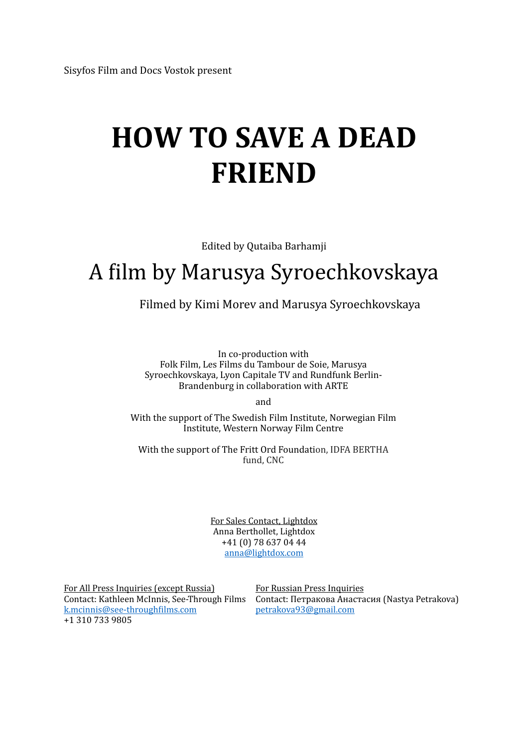Sisyfos Film and Docs Vostok present

# HOW TO SAVE A DEAD FRIEND

Edited by Qutaiba Barhamji

## A film by Marusya Syroechkovskaya

Filmed by Kimi Morev and Marusya Syroechkovskaya

In co-production with
Folk Film, Les Films du Tambour de Soie, Marusya Syroechkovskaya, Lyon Capitale TV and Rundfunk Berlin-Brandenburg in collaboration with ARTE

and

With the support of The Swedish Film Institute, Norwegian Film Institute, Western Norway Film Centre

With the support of The Fritt Ord Foundation, IDFA BERTHA fund, CNC

For Sales Contact, Lightdox
Anna Berthollet, Lightdox
+41 (0) 78 637 04 44
anna@lightdox.com

For All Press Inquiries (except Russia)
Contact: Kathleen McInnis, See-Through Films
k.mcinnis@see-throughfilms.com
+1 310 733 9805

For Russian Press Inquiries
Contact: Петракова Анастасия (Nastya Petrakova)
petrakova93@gmail.com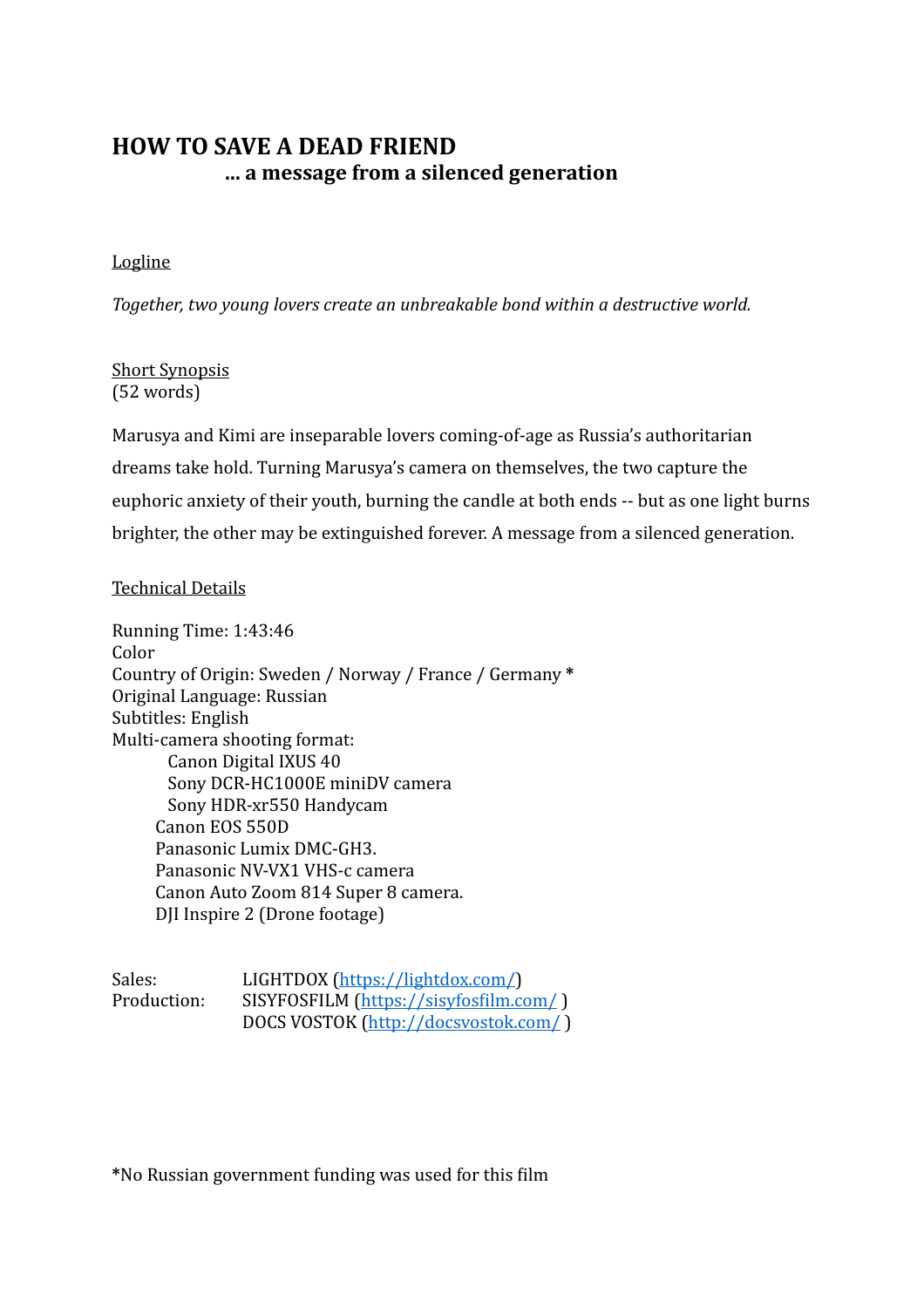# HOW TO SAVE A DEAD FRIEND

### ... a message from a silenced generation

<u>Logline</u>

*Together, two young lovers create an unbreakable bond within a destructive world.*

<u>Short Synopsis</u>
(52 words)

Marusya and Kimi are inseparable lovers coming-of-age as Russia's authoritarian dreams take hold. Turning Marusya's camera on themselves, the two capture the euphoric anxiety of their youth, burning the candle at both ends -- but as one light burns brighter, the other may be extinguished forever. A message from a silenced generation.

<u>Technical Details</u>

Running Time: 1:43:46
Color
Country of Origin: Sweden / Norway / France / Germany *
Original Language: Russian
Subtitles: English
Multi-camera shooting format:

- Canon Digital IXUS 40
- Sony DCR-HC1000E miniDV camera
- Sony HDR-xr550 Handycam
- Canon EOS 550D
- Panasonic Lumix DMC-GH3.
- Panasonic NV-VX1 VHS-c camera
- Canon Auto Zoom 814 Super 8 camera.
- DJI Inspire 2 (Drone footage)

Sales: LIGHTDOX (https://lightdox.com/)
Production: SISYFOSFILM (https://sisyfosfilm.com/ )
DOCS VOSTOK (http://docsvostok.com/ )

*No Russian government funding was used for this film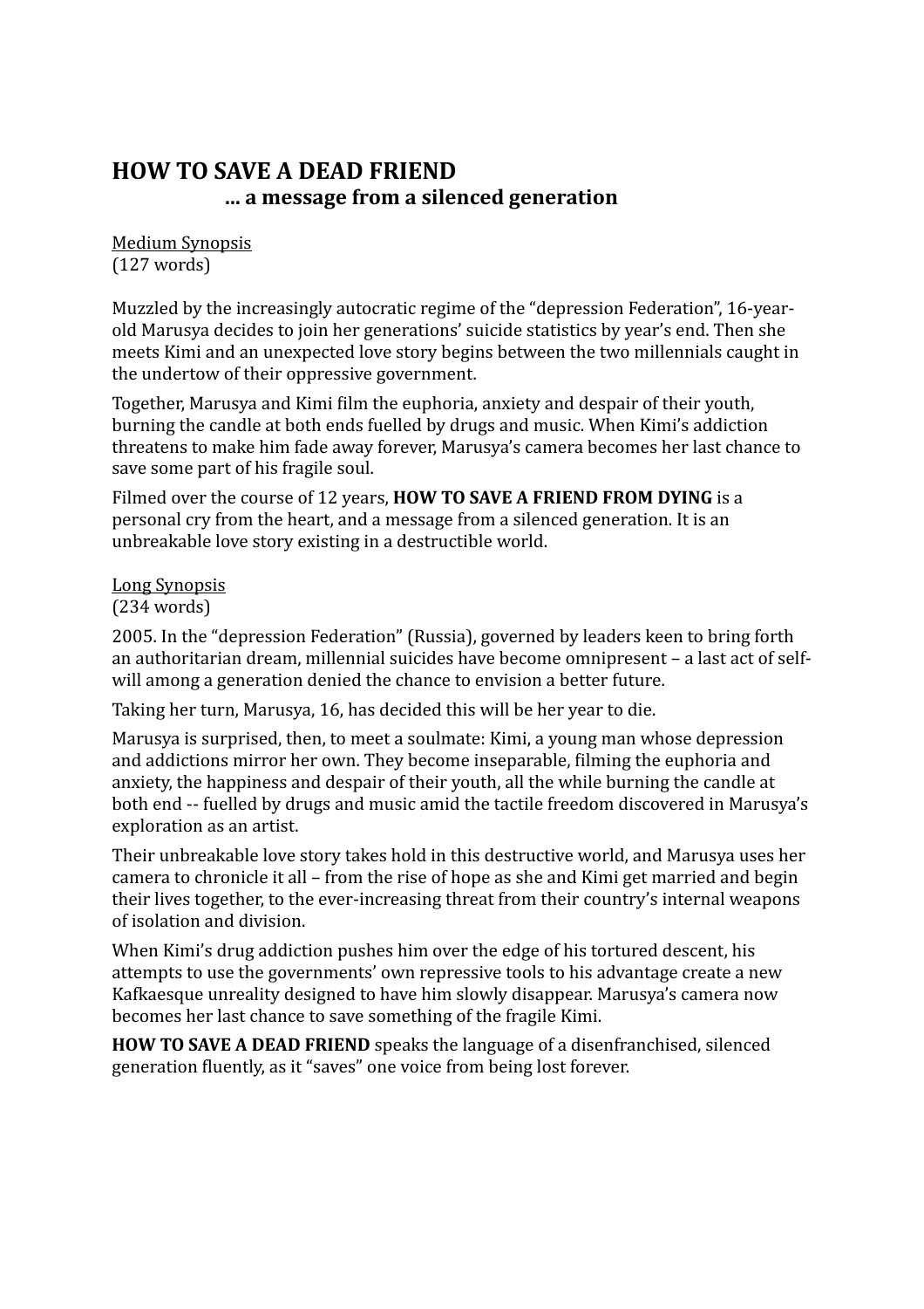# HOW TO SAVE A DEAD FRIEND

## ... a message from a silenced generation

Medium Synopsis
(127 words)

Muzzled by the increasingly autocratic regime of the "depression Federation", 16-year-old Marusya decides to join her generations' suicide statistics by year's end. Then she meets Kimi and an unexpected love story begins between the two millennials caught in the undertow of their oppressive government.

Together, Marusya and Kimi film the euphoria, anxiety and despair of their youth, burning the candle at both ends fuelled by drugs and music. When Kimi's addiction threatens to make him fade away forever, Marusya's camera becomes her last chance to save some part of his fragile soul.

Filmed over the course of 12 years, **HOW TO SAVE A FRIEND FROM DYING** is a personal cry from the heart, and a message from a silenced generation. It is an unbreakable love story existing in a destructible world.

Long Synopsis
(234 words)

2005. In the "depression Federation" (Russia), governed by leaders keen to bring forth an authoritarian dream, millennial suicides have become omnipresent – a last act of self-will among a generation denied the chance to envision a better future.

Taking her turn, Marusya, 16, has decided this will be her year to die.

Marusya is surprised, then, to meet a soulmate: Kimi, a young man whose depression and addictions mirror her own. They become inseparable, filming the euphoria and anxiety, the happiness and despair of their youth, all the while burning the candle at both end -- fuelled by drugs and music amid the tactile freedom discovered in Marusya's exploration as an artist.

Their unbreakable love story takes hold in this destructive world, and Marusya uses her camera to chronicle it all – from the rise of hope as she and Kimi get married and begin their lives together, to the ever-increasing threat from their country's internal weapons of isolation and division.

When Kimi's drug addiction pushes him over the edge of his tortured descent, his attempts to use the governments' own repressive tools to his advantage create a new Kafkaesque unreality designed to have him slowly disappear. Marusya's camera now becomes her last chance to save something of the fragile Kimi.

**HOW TO SAVE A DEAD FRIEND** speaks the language of a disenfranchised, silenced generation fluently, as it "saves" one voice from being lost forever.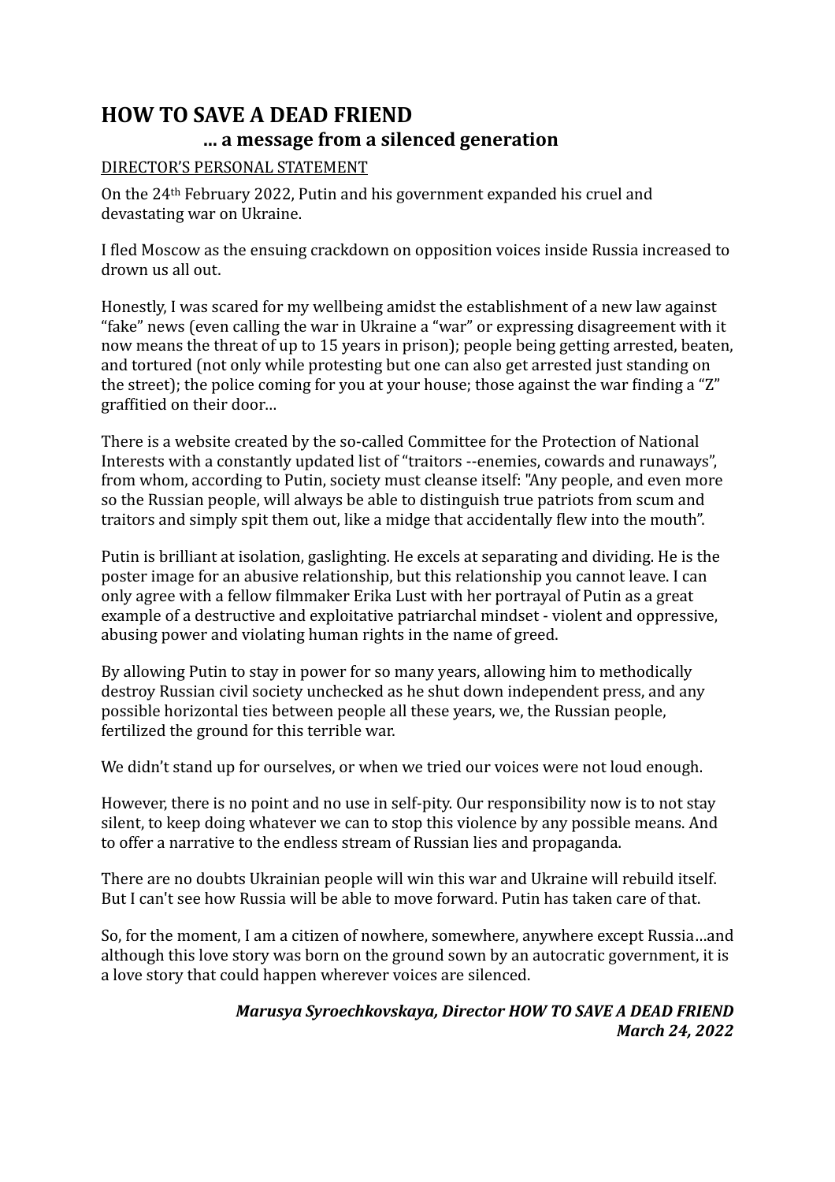# HOW TO SAVE A DEAD FRIEND

### ... a message from a silenced generation

DIRECTOR'S PERSONAL STATEMENT

On the 24th February 2022, Putin and his government expanded his cruel and devastating war on Ukraine.

I fled Moscow as the ensuing crackdown on opposition voices inside Russia increased to drown us all out.

Honestly, I was scared for my wellbeing amidst the establishment of a new law against "fake" news (even calling the war in Ukraine a "war" or expressing disagreement with it now means the threat of up to 15 years in prison); people being getting arrested, beaten, and tortured (not only while protesting but one can also get arrested just standing on the street); the police coming for you at your house; those against the war finding a "Z" graffitied on their door…

There is a website created by the so-called Committee for the Protection of National Interests with a constantly updated list of "traitors --enemies, cowards and runaways", from whom, according to Putin, society must cleanse itself: "Any people, and even more so the Russian people, will always be able to distinguish true patriots from scum and traitors and simply spit them out, like a midge that accidentally flew into the mouth".

Putin is brilliant at isolation, gaslighting. He excels at separating and dividing. He is the poster image for an abusive relationship, but this relationship you cannot leave. I can only agree with a fellow filmmaker Erika Lust with her portrayal of Putin as a great example of a destructive and exploitative patriarchal mindset - violent and oppressive, abusing power and violating human rights in the name of greed.

By allowing Putin to stay in power for so many years, allowing him to methodically destroy Russian civil society unchecked as he shut down independent press, and any possible horizontal ties between people all these years, we, the Russian people, fertilized the ground for this terrible war.

We didn't stand up for ourselves, or when we tried our voices were not loud enough.

However, there is no point and no use in self-pity. Our responsibility now is to not stay silent, to keep doing whatever we can to stop this violence by any possible means. And to offer a narrative to the endless stream of Russian lies and propaganda.

There are no doubts Ukrainian people will win this war and Ukraine will rebuild itself. But I can't see how Russia will be able to move forward. Putin has taken care of that.

So, for the moment, I am a citizen of nowhere, somewhere, anywhere except Russia…and although this love story was born on the ground sown by an autocratic government, it is a love story that could happen wherever voices are silenced.

***Marusya Syroechkovskaya, Director HOW TO SAVE A DEAD FRIEND***
***March 24, 2022***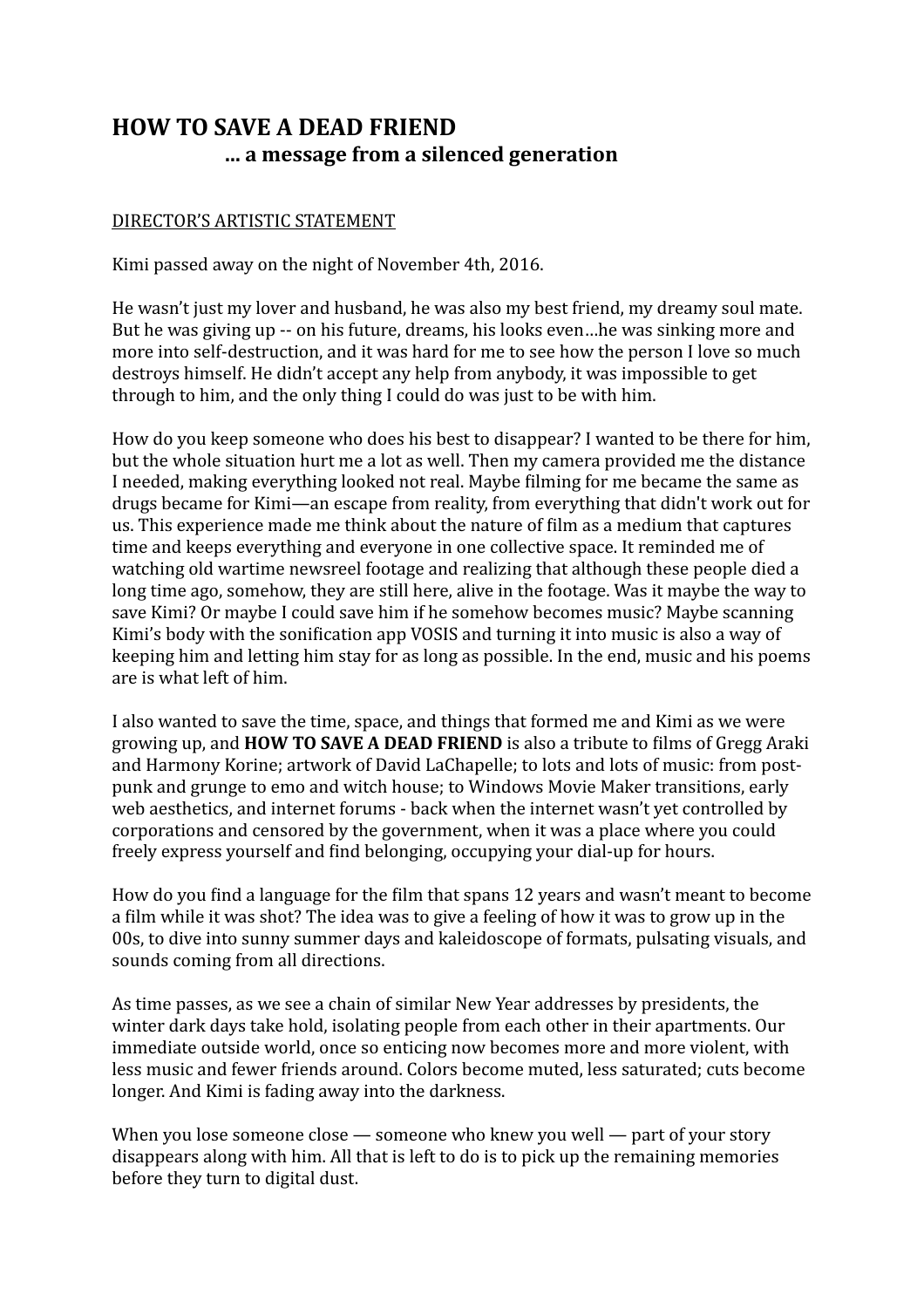# HOW TO SAVE A DEAD FRIEND

## ... a message from a silenced generation

DIRECTOR'S ARTISTIC STATEMENT

Kimi passed away on the night of November 4th, 2016.

He wasn't just my lover and husband, he was also my best friend, my dreamy soul mate. But he was giving up -- on his future, dreams, his looks even…he was sinking more and more into self-destruction, and it was hard for me to see how the person I love so much destroys himself. He didn't accept any help from anybody, it was impossible to get through to him, and the only thing I could do was just to be with him.

How do you keep someone who does his best to disappear? I wanted to be there for him, but the whole situation hurt me a lot as well. Then my camera provided me the distance I needed, making everything looked not real. Maybe filming for me became the same as drugs became for Kimi—an escape from reality, from everything that didn't work out for us. This experience made me think about the nature of film as a medium that captures time and keeps everything and everyone in one collective space. It reminded me of watching old wartime newsreel footage and realizing that although these people died a long time ago, somehow, they are still here, alive in the footage. Was it maybe the way to save Kimi? Or maybe I could save him if he somehow becomes music? Maybe scanning Kimi's body with the sonification app VOSIS and turning it into music is also a way of keeping him and letting him stay for as long as possible. In the end, music and his poems are is what left of him.

I also wanted to save the time, space, and things that formed me and Kimi as we were growing up, and **HOW TO SAVE A DEAD FRIEND** is also a tribute to films of Gregg Araki and Harmony Korine; artwork of David LaChapelle; to lots and lots of music: from post-punk and grunge to emo and witch house; to Windows Movie Maker transitions, early web aesthetics, and internet forums - back when the internet wasn't yet controlled by corporations and censored by the government, when it was a place where you could freely express yourself and find belonging, occupying your dial-up for hours.

How do you find a language for the film that spans 12 years and wasn't meant to become a film while it was shot? The idea was to give a feeling of how it was to grow up in the 00s, to dive into sunny summer days and kaleidoscope of formats, pulsating visuals, and sounds coming from all directions.

As time passes, as we see a chain of similar New Year addresses by presidents, the winter dark days take hold, isolating people from each other in their apartments. Our immediate outside world, once so enticing now becomes more and more violent, with less music and fewer friends around. Colors become muted, less saturated; cuts become longer. And Kimi is fading away into the darkness.

When you lose someone close — someone who knew you well — part of your story disappears along with him. All that is left to do is to pick up the remaining memories before they turn to digital dust.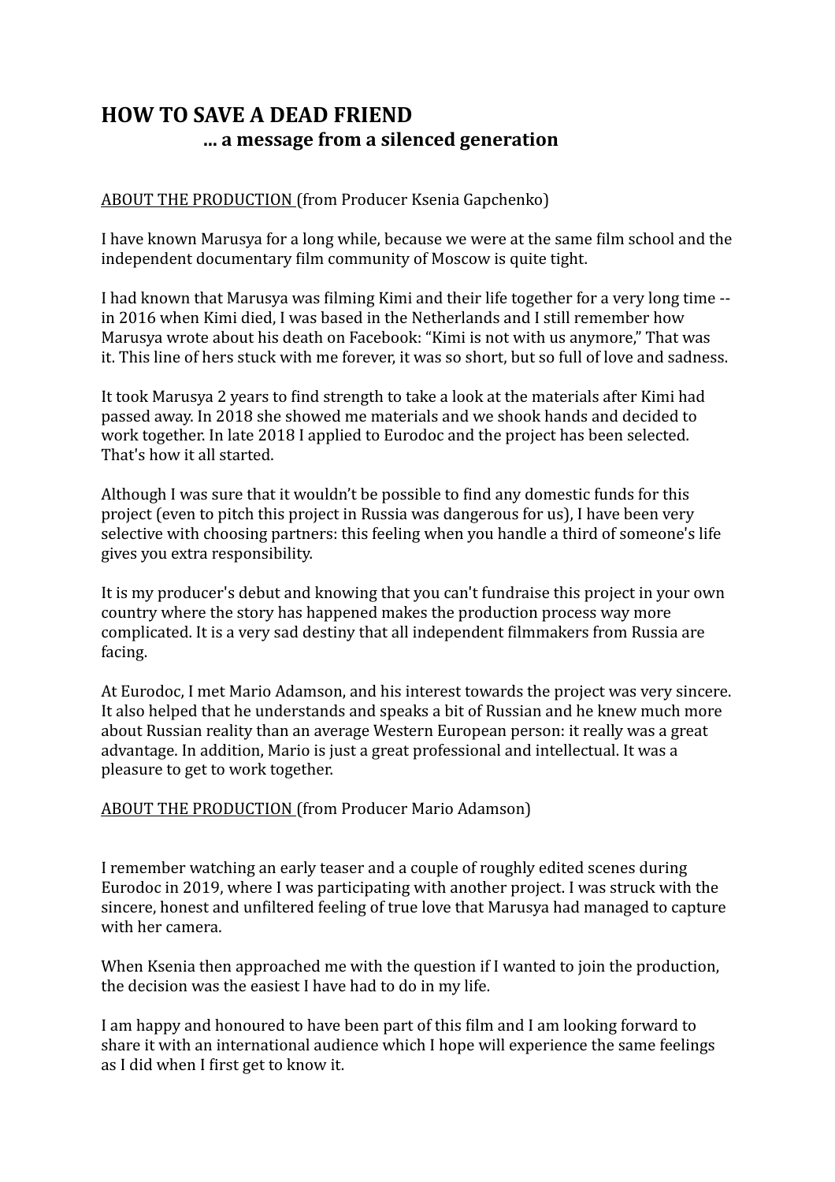# HOW TO SAVE A DEAD FRIEND

## ... a message from a silenced generation

ABOUT THE PRODUCTION (from Producer Ksenia Gapchenko)

I have known Marusya for a long while, because we were at the same film school and the independent documentary film community of Moscow is quite tight.

I had known that Marusya was filming Kimi and their life together for a very long time -- in 2016 when Kimi died, I was based in the Netherlands and I still remember how Marusya wrote about his death on Facebook: "Kimi is not with us anymore," That was it. This line of hers stuck with me forever, it was so short, but so full of love and sadness.

It took Marusya 2 years to find strength to take a look at the materials after Kimi had passed away. In 2018 she showed me materials and we shook hands and decided to work together. In late 2018 I applied to Eurodoc and the project has been selected. That's how it all started.

Although I was sure that it wouldn't be possible to find any domestic funds for this project (even to pitch this project in Russia was dangerous for us), I have been very selective with choosing partners: this feeling when you handle a third of someone's life gives you extra responsibility.

It is my producer's debut and knowing that you can't fundraise this project in your own country where the story has happened makes the production process way more complicated. It is a very sad destiny that all independent filmmakers from Russia are facing.

At Eurodoc, I met Mario Adamson, and his interest towards the project was very sincere. It also helped that he understands and speaks a bit of Russian and he knew much more about Russian reality than an average Western European person: it really was a great advantage. In addition, Mario is just a great professional and intellectual. It was a pleasure to get to work together.

ABOUT THE PRODUCTION (from Producer Mario Adamson)

I remember watching an early teaser and a couple of roughly edited scenes during Eurodoc in 2019, where I was participating with another project. I was struck with the sincere, honest and unfiltered feeling of true love that Marusya had managed to capture with her camera.

When Ksenia then approached me with the question if I wanted to join the production, the decision was the easiest I have had to do in my life.

I am happy and honoured to have been part of this film and I am looking forward to share it with an international audience which I hope will experience the same feelings as I did when I first get to know it.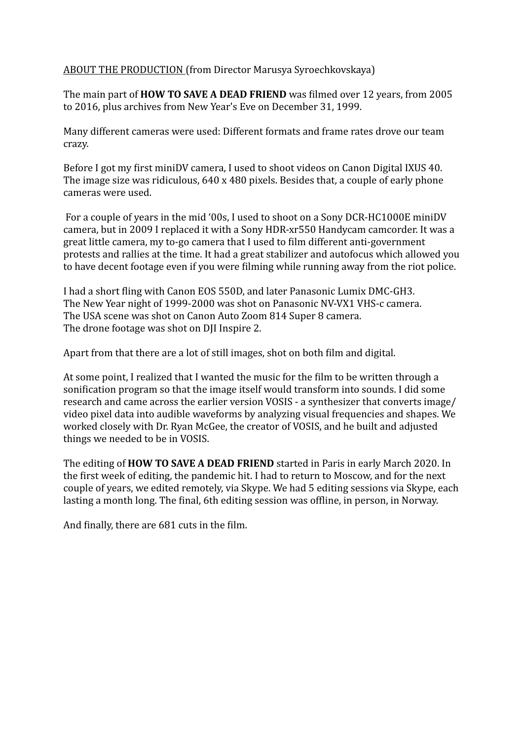ABOUT THE PRODUCTION (from Director Marusya Syroechkovskaya)

The main part of **HOW TO SAVE A DEAD FRIEND** was filmed over 12 years, from 2005 to 2016, plus archives from New Year's Eve on December 31, 1999.

Many different cameras were used: Different formats and frame rates drove our team crazy.

Before I got my first miniDV camera, I used to shoot videos on Canon Digital IXUS 40. The image size was ridiculous, 640 x 480 pixels. Besides that, a couple of early phone cameras were used.

For a couple of years in the mid '00s, I used to shoot on a Sony DCR-HC1000E miniDV camera, but in 2009 I replaced it with a Sony HDR-xr550 Handycam camcorder. It was a great little camera, my to-go camera that I used to film different anti-government protests and rallies at the time. It had a great stabilizer and autofocus which allowed you to have decent footage even if you were filming while running away from the riot police.

I had a short fling with Canon EOS 550D, and later Panasonic Lumix DMC-GH3.
The New Year night of 1999-2000 was shot on Panasonic NV-VX1 VHS-c camera.
The USA scene was shot on Canon Auto Zoom 814 Super 8 camera.
The drone footage was shot on DJI Inspire 2.

Apart from that there are a lot of still images, shot on both film and digital.

At some point, I realized that I wanted the music for the film to be written through a sonification program so that the image itself would transform into sounds. I did some research and came across the earlier version VOSIS - a synthesizer that converts image/video pixel data into audible waveforms by analyzing visual frequencies and shapes. We worked closely with Dr. Ryan McGee, the creator of VOSIS, and he built and adjusted things we needed to be in VOSIS.

The editing of **HOW TO SAVE A DEAD FRIEND** started in Paris in early March 2020. In the first week of editing, the pandemic hit. I had to return to Moscow, and for the next couple of years, we edited remotely, via Skype. We had 5 editing sessions via Skype, each lasting a month long. The final, 6th editing session was offline, in person, in Norway.

And finally, there are 681 cuts in the film.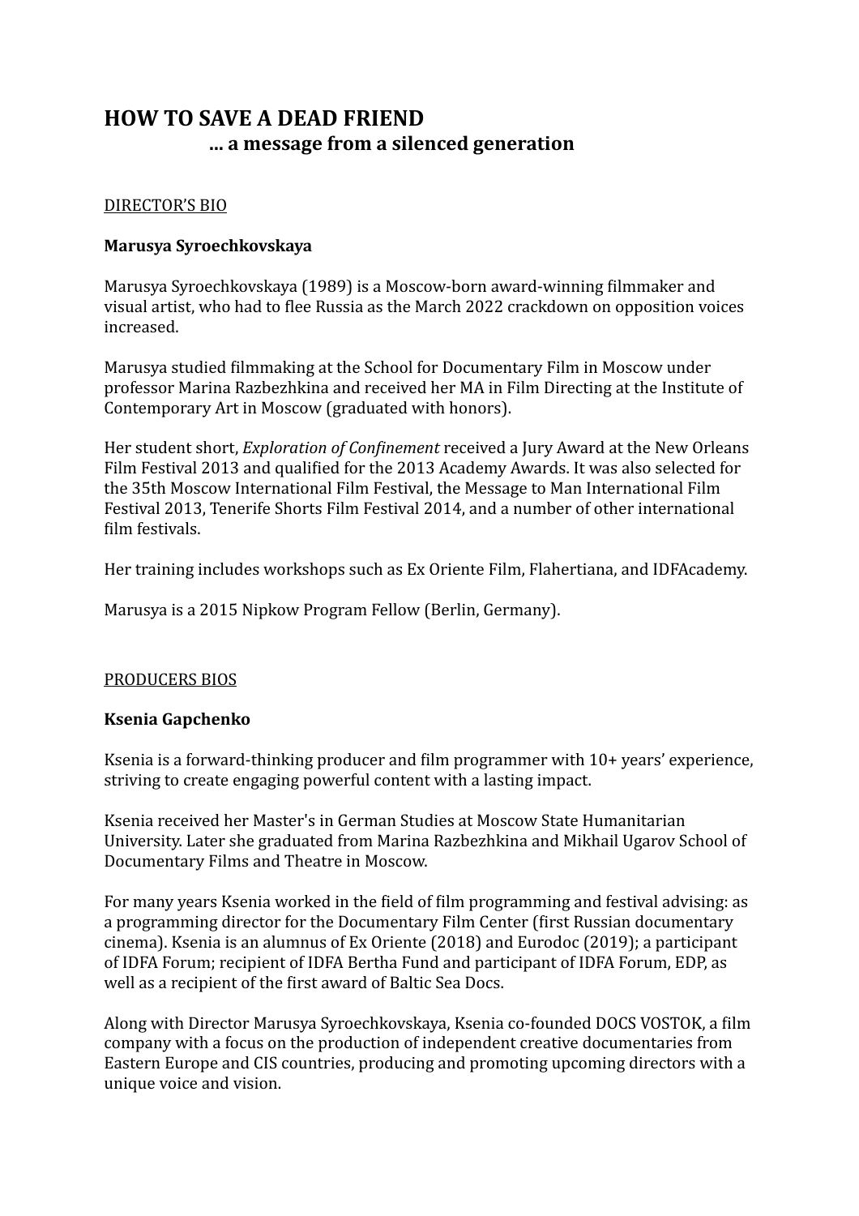# HOW TO SAVE A DEAD FRIEND
## ... a message from a silenced generation

DIRECTOR'S BIO

**Marusya Syroechkovskaya**

Marusya Syroechkovskaya (1989) is a Moscow-born award-winning filmmaker and visual artist, who had to flee Russia as the March 2022 crackdown on opposition voices increased.

Marusya studied filmmaking at the School for Documentary Film in Moscow under professor Marina Razbezhkina and received her MA in Film Directing at the Institute of Contemporary Art in Moscow (graduated with honors).

Her student short, *Exploration of Confinement* received a Jury Award at the New Orleans Film Festival 2013 and qualified for the 2013 Academy Awards. It was also selected for the 35th Moscow International Film Festival, the Message to Man International Film Festival 2013, Tenerife Shorts Film Festival 2014, and a number of other international film festivals.

Her training includes workshops such as Ex Oriente Film, Flahertiana, and IDFAcademy.

Marusya is a 2015 Nipkow Program Fellow (Berlin, Germany).

PRODUCERS BIOS

**Ksenia Gapchenko**

Ksenia is a forward-thinking producer and film programmer with 10+ years' experience, striving to create engaging powerful content with a lasting impact.

Ksenia received her Master's in German Studies at Moscow State Humanitarian University. Later she graduated from Marina Razbezhkina and Mikhail Ugarov School of Documentary Films and Theatre in Moscow.

For many years Ksenia worked in the field of film programming and festival advising: as a programming director for the Documentary Film Center (first Russian documentary cinema). Ksenia is an alumnus of Ex Oriente (2018) and Eurodoc (2019); a participant of IDFA Forum; recipient of IDFA Bertha Fund and participant of IDFA Forum, EDP, as well as a recipient of the first award of Baltic Sea Docs.

Along with Director Marusya Syroechkovskaya, Ksenia co-founded DOCS VOSTOK, a film company with a focus on the production of independent creative documentaries from Eastern Europe and CIS countries, producing and promoting upcoming directors with a unique voice and vision.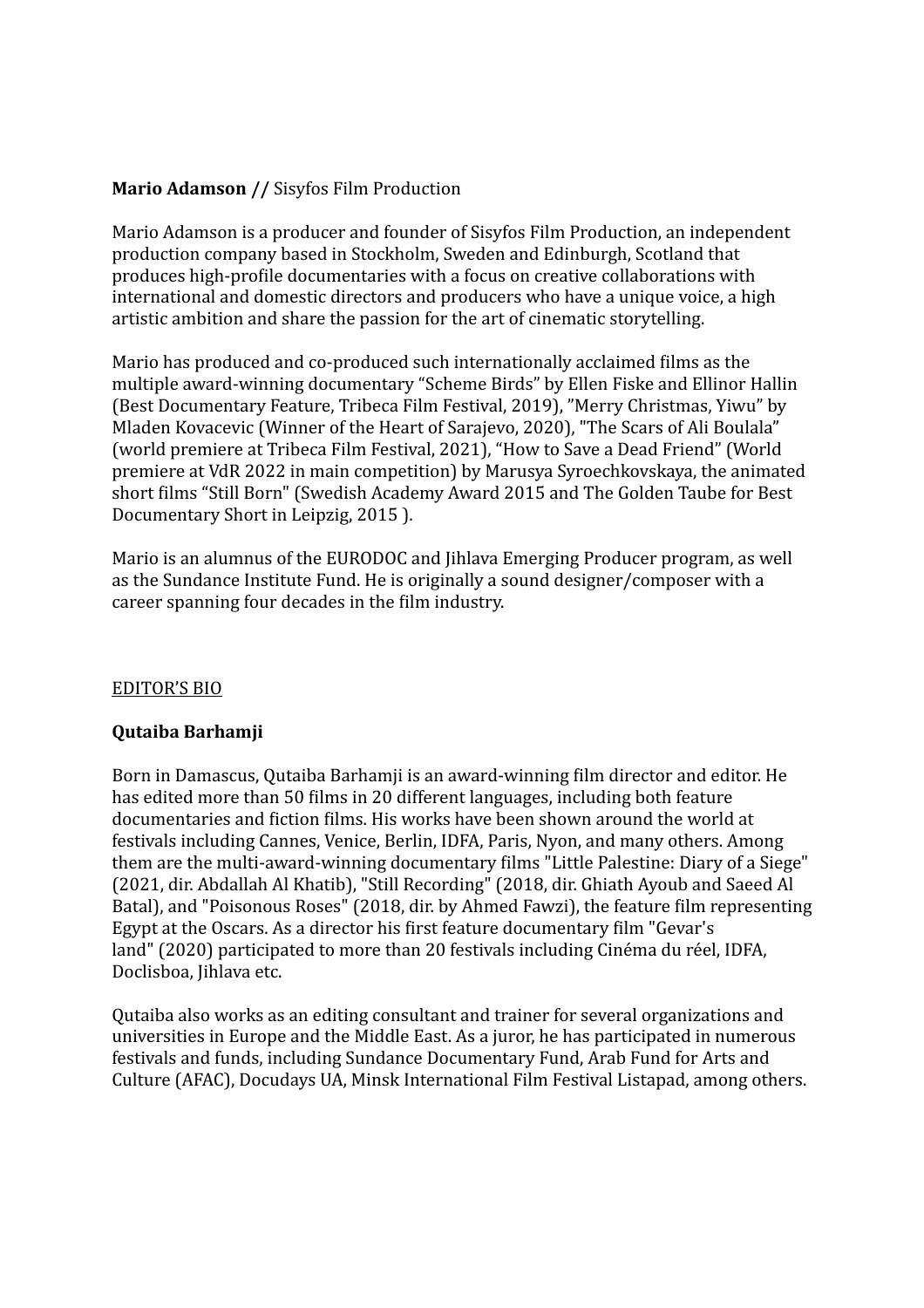**Mario Adamson //** Sisyfos Film Production

Mario Adamson is a producer and founder of Sisyfos Film Production, an independent production company based in Stockholm, Sweden and Edinburgh, Scotland that produces high-profile documentaries with a focus on creative collaborations with international and domestic directors and producers who have a unique voice, a high artistic ambition and share the passion for the art of cinematic storytelling.

Mario has produced and co-produced such internationally acclaimed films as the multiple award-winning documentary "Scheme Birds" by Ellen Fiske and Ellinor Hallin (Best Documentary Feature, Tribeca Film Festival, 2019), "Merry Christmas, Yiwu" by Mladen Kovacevic (Winner of the Heart of Sarajevo, 2020), "The Scars of Ali Boulala" (world premiere at Tribeca Film Festival, 2021), "How to Save a Dead Friend" (World premiere at VdR 2022 in main competition) by Marusya Syroechkovskaya, the animated short films "Still Born" (Swedish Academy Award 2015 and The Golden Taube for Best Documentary Short in Leipzig, 2015 ).

Mario is an alumnus of the EURODOC and Jihlava Emerging Producer program, as well as the Sundance Institute Fund. He is originally a sound designer/composer with a career spanning four decades in the film industry.

EDITOR'S BIO

**Qutaiba Barhamji**

Born in Damascus, Qutaiba Barhamji is an award-winning film director and editor. He has edited more than 50 films in 20 different languages, including both feature documentaries and fiction films. His works have been shown around the world at festivals including Cannes, Venice, Berlin, IDFA, Paris, Nyon, and many others. Among them are the multi-award-winning documentary films "Little Palestine: Diary of a Siege" (2021, dir. Abdallah Al Khatib), "Still Recording" (2018, dir. Ghiath Ayoub and Saeed Al Batal), and "Poisonous Roses" (2018, dir. by Ahmed Fawzi), the feature film representing Egypt at the Oscars. As a director his first feature documentary film "Gevar's land" (2020) participated to more than 20 festivals including Cinéma du réel, IDFA, Doclisboa, Jihlava etc.

Qutaiba also works as an editing consultant and trainer for several organizations and universities in Europe and the Middle East. As a juror, he has participated in numerous festivals and funds, including Sundance Documentary Fund, Arab Fund for Arts and Culture (AFAC), Docudays UA, Minsk International Film Festival Listapad, among others.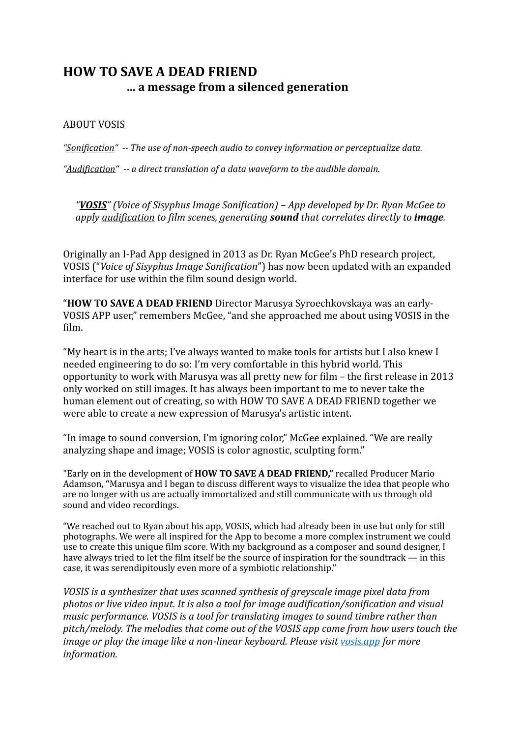# HOW TO SAVE A DEAD FRIEND
## ... a message from a silenced generation

ABOUT VOSIS

*"Sonification" -- The use of non-speech audio to convey information or perceptualize data.*

*"Audification" -- a direct translation of a data waveform to the audible domain.*

*"**VOSIS**" (Voice of Sisyphus Image Sonification) – App developed by Dr. Ryan McGee to apply audification to film scenes, generating **sound** that correlates directly to **image**.*

Originally an I-Pad App designed in 2013 as Dr. Ryan McGee's PhD research project, VOSIS ("*Voice of Sisyphus Image Sonification*") has now been updated with an expanded interface for use within the film sound design world.

"**HOW TO SAVE A DEAD FRIEND** Director Marusya Syroechkovskaya was an early-VOSIS APP user," remembers McGee, "and she approached me about using VOSIS in the film.

"My heart is in the arts; I've always wanted to make tools for artists but I also knew I needed engineering to do so: I'm very comfortable in this hybrid world. This opportunity to work with Marusya was all pretty new for film – the first release in 2013 only worked on still images. It has always been important to me to never take the human element out of creating, so with HOW TO SAVE A DEAD FRIEND together we were able to create a new expression of Marusya's artistic intent.

"In image to sound conversion, I'm ignoring color," McGee explained. "We are really analyzing shape and image; VOSIS is color agnostic, sculpting form."

"Early on in the development of **HOW TO SAVE A DEAD FRIEND,"** recalled Producer Mario Adamson, **"**Marusya and I began to discuss different ways to visualize the idea that people who are no longer with us are actually immortalized and still communicate with us through old sound and video recordings.

"We reached out to Ryan about his app, VOSIS, which had already been in use but only for still photographs. We were all inspired for the App to become a more complex instrument we could use to create this unique film score. With my background as a composer and sound designer, I have always tried to let the film itself be the source of inspiration for the soundtrack — in this case, it was serendipitously even more of a symbiotic relationship."

*VOSIS is a synthesizer that uses scanned synthesis of greyscale image pixel data from photos or live video input. It is also a tool for image audification/sonification and visual music performance. VOSIS is a tool for translating images to sound timbre rather than pitch/melody. The melodies that come out of the VOSIS app come from how users touch the image or play the image like a non-linear keyboard. Please visit vosis.app for more information.*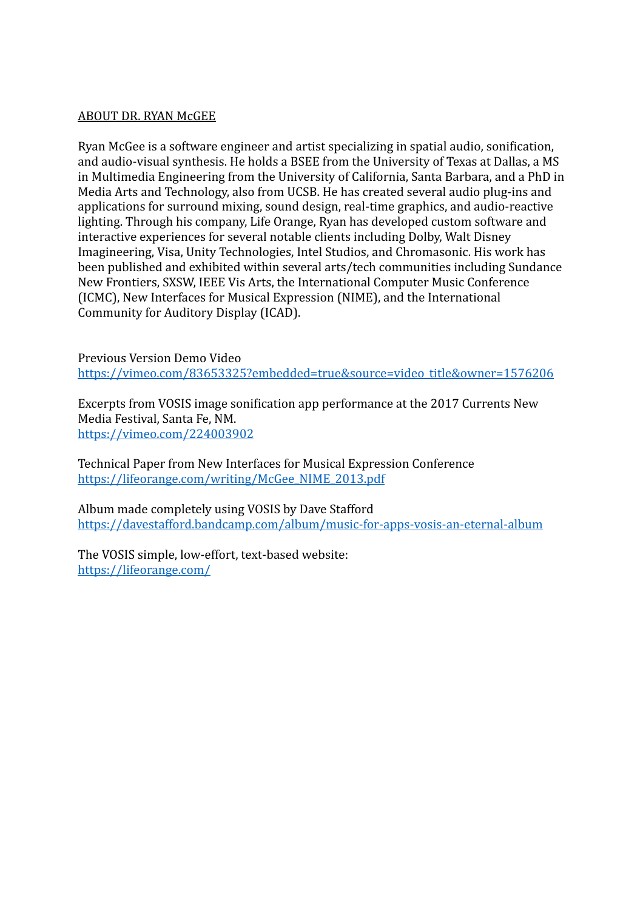## ABOUT DR. RYAN McGEE

Ryan McGee is a software engineer and artist specializing in spatial audio, sonification, and audio-visual synthesis. He holds a BSEE from the University of Texas at Dallas, a MS in Multimedia Engineering from the University of California, Santa Barbara, and a PhD in Media Arts and Technology, also from UCSB. He has created several audio plug-ins and applications for surround mixing, sound design, real-time graphics, and audio-reactive lighting. Through his company, Life Orange, Ryan has developed custom software and interactive experiences for several notable clients including Dolby, Walt Disney Imagineering, Visa, Unity Technologies, Intel Studios, and Chromasonic. His work has been published and exhibited within several arts/tech communities including Sundance New Frontiers, SXSW, IEEE Vis Arts, the International Computer Music Conference (ICMC), New Interfaces for Musical Expression (NIME), and the International Community for Auditory Display (ICAD).

Previous Version Demo Video
https://vimeo.com/83653325?embedded=true&source=video_title&owner=1576206

Excerpts from VOSIS image sonification app performance at the 2017 Currents New Media Festival, Santa Fe, NM.
https://vimeo.com/224003902

Technical Paper from New Interfaces for Musical Expression Conference
https://lifeorange.com/writing/McGee_NIME_2013.pdf

Album made completely using VOSIS by Dave Stafford
https://davestafford.bandcamp.com/album/music-for-apps-vosis-an-eternal-album

The VOSIS simple, low-effort, text-based website:
https://lifeorange.com/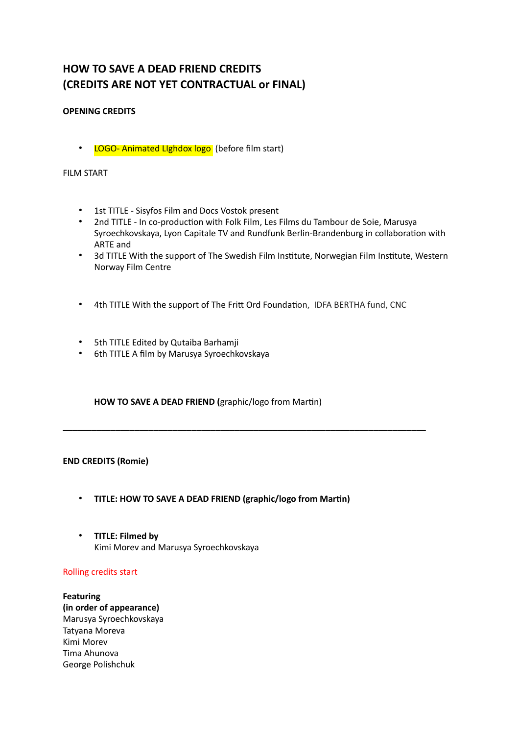# HOW TO SAVE A DEAD FRIEND CREDITS
# (CREDITS ARE NOT YET CONTRACTUAL or FINAL)

**OPENING CREDITS**

- LOGO- Animated LIghdox logo (before film start)

FILM START

- 1st TITLE - Sisyfos Film and Docs Vostok present
- 2nd TITLE - In co-production with Folk Film, Les Films du Tambour de Soie, Marusya Syroechkovskaya, Lyon Capitale TV and Rundfunk Berlin-Brandenburg in collaboration with ARTE and
- 3d TITLE With the support of The Swedish Film Institute, Norwegian Film Institute, Western Norway Film Centre

- 4th TITLE With the support of The Fritt Ord Foundation, IDFA BERTHA fund, CNC

- 5th TITLE Edited by Qutaiba Barhamji
- 6th TITLE A film by Marusya Syroechkovskaya

**HOW TO SAVE A DEAD FRIEND (**graphic/logo from Martin)

---

**END CREDITS (Romie)**

- **TITLE: HOW TO SAVE A DEAD FRIEND (graphic/logo from Martin)**

- **TITLE: Filmed by**
  Kimi Morev and Marusya Syroechkovskaya

Rolling credits start

**Featuring**
**(in order of appearance)**
Marusya Syroechkovskaya
Tatyana Moreva
Kimi Morev
Tima Ahunova
George Polishchuk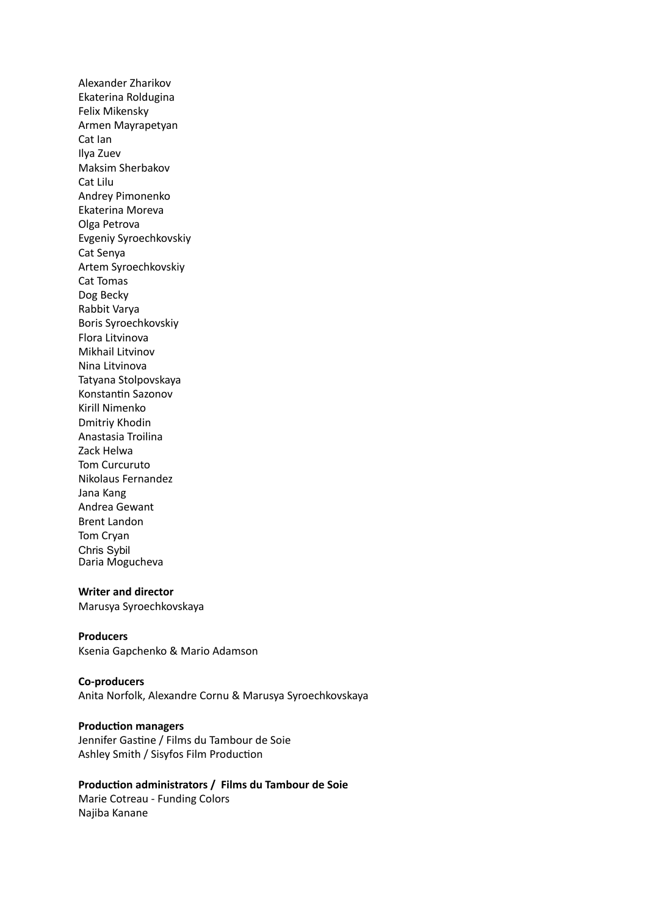Alexander Zharikov
Ekaterina Roldugina
Felix Mikensky
Armen Mayrapetyan
Cat Ian
Ilya Zuev
Maksim Sherbakov
Cat Lilu
Andrey Pimonenko
Ekaterina Moreva
Olga Petrova
Evgeniy Syroechkovskiy
Cat Senya
Artem Syroechkovskiy
Cat Tomas
Dog Becky
Rabbit Varya
Boris Syroechkovskiy
Flora Litvinova
Mikhail Litvinov
Nina Litvinova
Tatyana Stolpovskaya
Konstantin Sazonov
Kirill Nimenko
Dmitriy Khodin
Anastasia Troilina
Zack Helwa
Tom Curcuruto
Nikolaus Fernandez
Jana Kang
Andrea Gewant
Brent Landon
Tom Cryan
Chris Sybil
Daria Mogucheva

**Writer and director**
Marusya Syroechkovskaya

**Producers**
Ksenia Gapchenko & Mario Adamson

**Co-producers**
Anita Norfolk, Alexandre Cornu & Marusya Syroechkovskaya

**Production managers**
Jennifer Gastine / Films du Tambour de Soie
Ashley Smith / Sisyfos Film Production

**Production administrators / Films du Tambour de Soie**
Marie Cotreau - Funding Colors
Najiba Kanane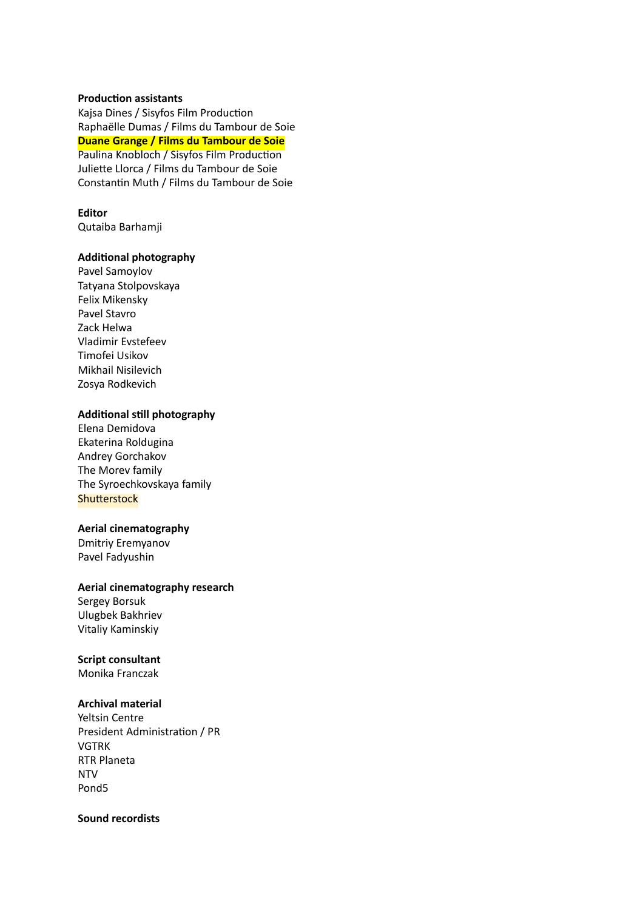**Production assistants**
Kajsa Dines / Sisyfos Film Production
Raphaëlle Dumas / Films du Tambour de Soie
**Duane Grange / Films du Tambour de Soie**
Paulina Knobloch / Sisyfos Film Production
Juliette Llorca / Films du Tambour de Soie
Constantin Muth / Films du Tambour de Soie

**Editor**
Qutaiba Barhamji

**Additional photography**
Pavel Samoylov
Tatyana Stolpovskaya
Felix Mikensky
Pavel Stavro
Zack Helwa
Vladimir Evstefeev
Timofei Usikov
Mikhail Nisilevich
Zosya Rodkevich

**Additional still photography**
Elena Demidova
Ekaterina Roldugina
Andrey Gorchakov
The Morev family
The Syroechkovskaya family
Shutterstock

**Aerial cinematography**
Dmitriy Eremyanov
Pavel Fadyushin

**Aerial cinematography research**
Sergey Borsuk
Ulugbek Bakhriev
Vitaliy Kaminskiy

**Script consultant**
Monika Franczak

**Archival material**
Yeltsin Centre
President Administration / PR
VGTRK
RTR Planeta
NTV
Pond5

**Sound recordists**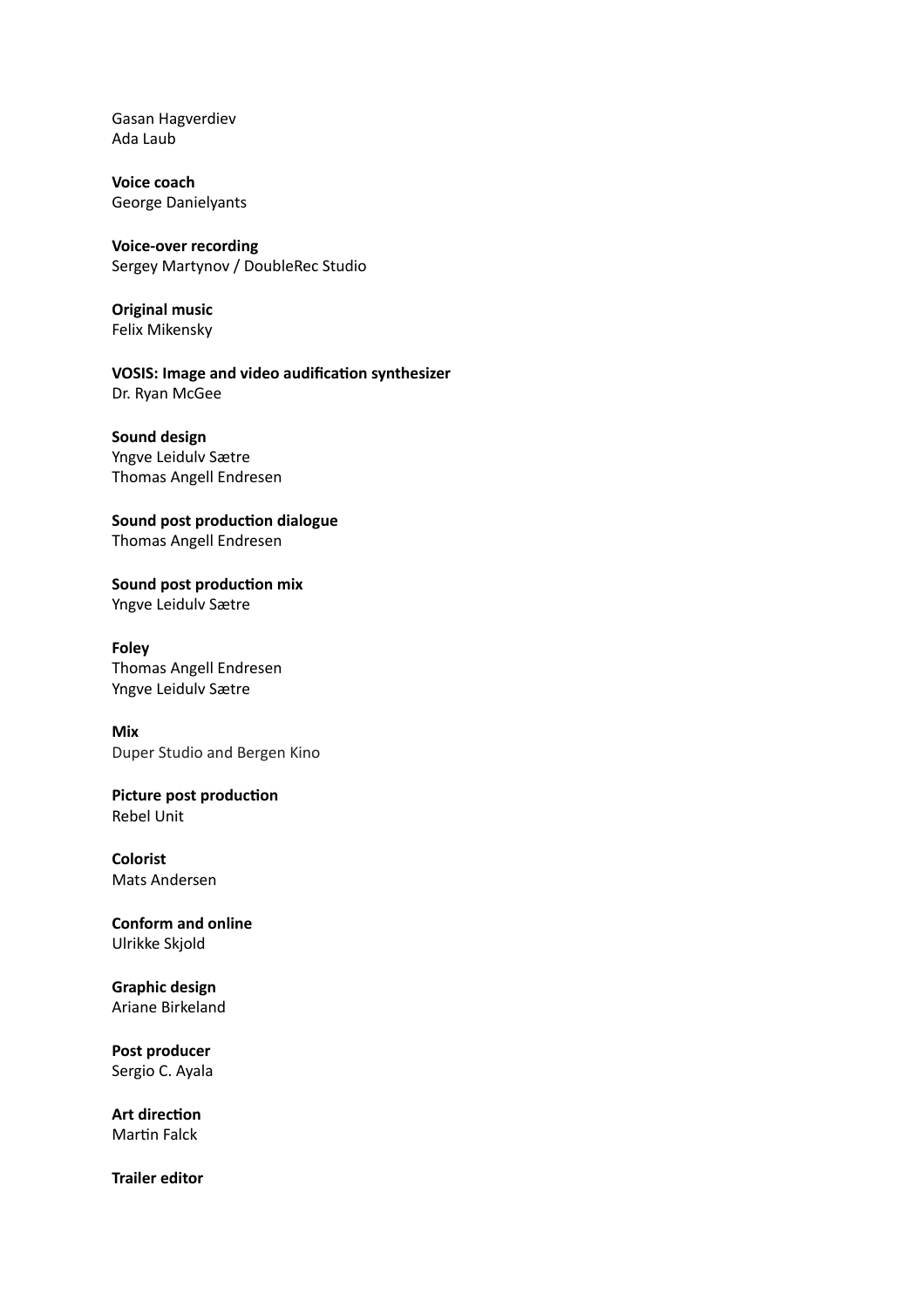Gasan Hagverdiev
Ada Laub

**Voice coach**
George Danielyants

**Voice-over recording**
Sergey Martynov / DoubleRec Studio

**Original music**
Felix Mikensky

**VOSIS: Image and video audification synthesizer**
Dr. Ryan McGee

**Sound design**
Yngve Leidulv Sætre
Thomas Angell Endresen

**Sound post production dialogue**
Thomas Angell Endresen

**Sound post production mix**
Yngve Leidulv Sætre

**Foley**
Thomas Angell Endresen
Yngve Leidulv Sætre

**Mix**
Duper Studio and Bergen Kino

**Picture post production**
Rebel Unit

**Colorist**
Mats Andersen

**Conform and online**
Ulrikke Skjold

**Graphic design**
Ariane Birkeland

**Post producer**
Sergio C. Ayala

**Art direction**
Martin Falck

**Trailer editor**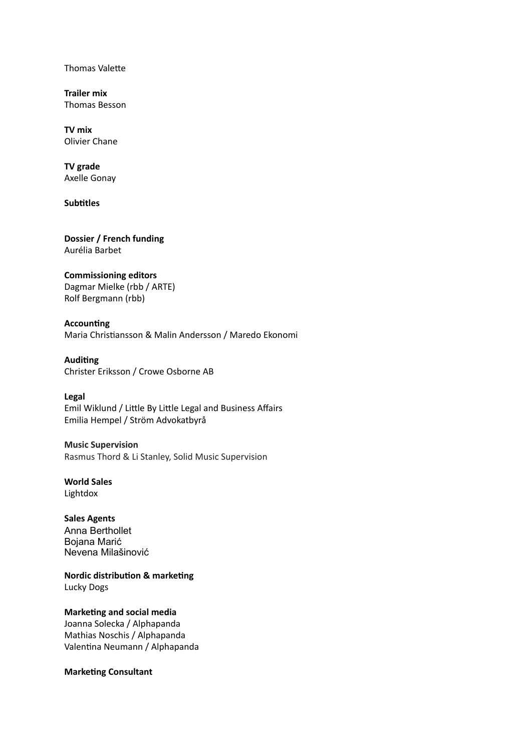Thomas Valette

**Trailer mix**
Thomas Besson

**TV mix**
Olivier Chane

**TV grade**
Axelle Gonay

**Subtitles**

**Dossier / French funding**
Aurélia Barbet

**Commissioning editors**
Dagmar Mielke (rbb / ARTE)
Rolf Bergmann (rbb)

**Accounting**
Maria Christiansson & Malin Andersson / Maredo Ekonomi

**Auditing**
Christer Eriksson / Crowe Osborne AB

**Legal**
Emil Wiklund / Little By Little Legal and Business Affairs
Emilia Hempel / Ström Advokatbyrå

**Music Supervision**
Rasmus Thord & Li Stanley, Solid Music Supervision

**World Sales**
Lightdox

**Sales Agents**
Anna Berthollet
Bojana Marić
Nevena Milašinović

**Nordic distribution & marketing**
Lucky Dogs

**Marketing and social media**
Joanna Solecka / Alphapanda
Mathias Noschis / Alphapanda
Valentina Neumann / Alphapanda

**Marketing Consultant**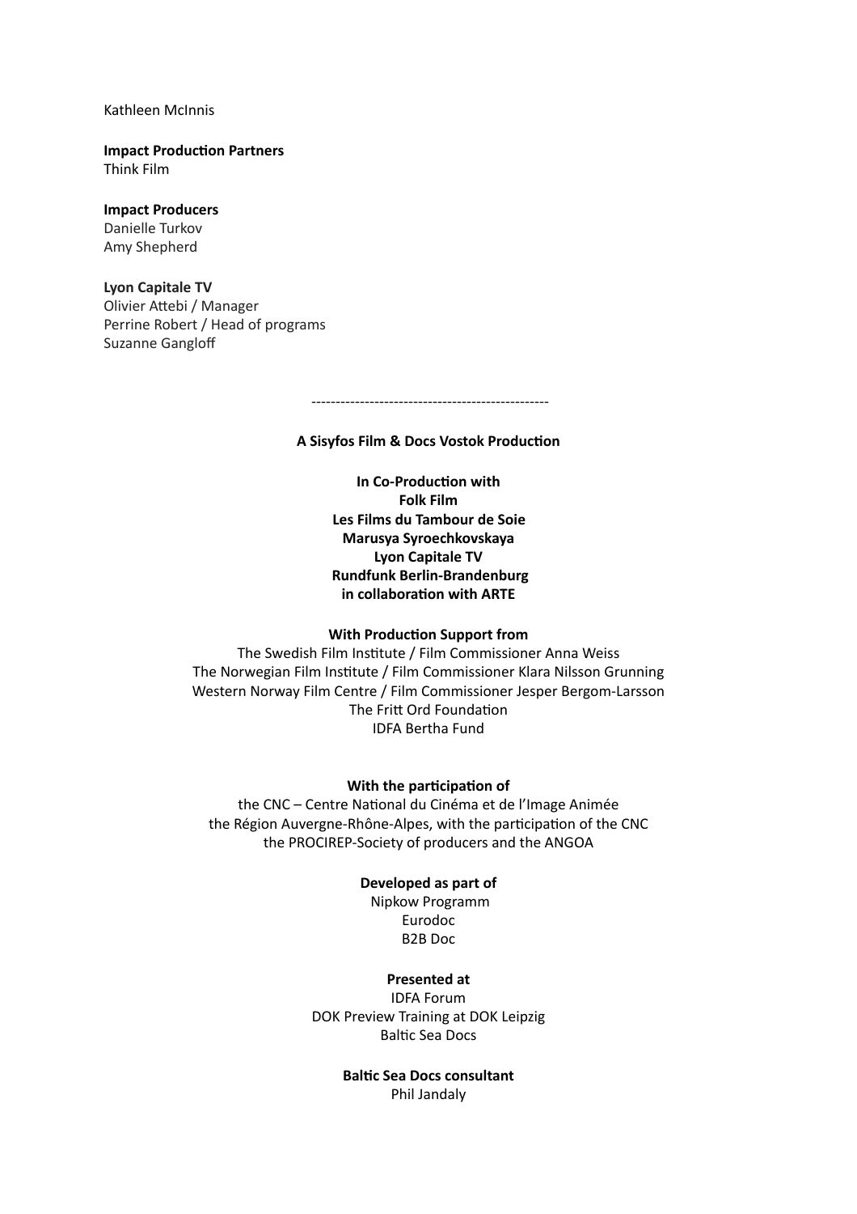Kathleen McInnis

**Impact Production Partners**
Think Film

**Impact Producers**
Danielle Turkov
Amy Shepherd

**Lyon Capitale TV**
Olivier Attebi / Manager
Perrine Robert / Head of programs
Suzanne Gangloff

-------------------------------------------------

**A Sisyfos Film & Docs Vostok Production**

**In Co-Production with**
**Folk Film**
**Les Films du Tambour de Soie**
**Marusya Syroechkovskaya**
**Lyon Capitale TV**
**Rundfunk Berlin-Brandenburg**
**in collaboration with ARTE**

**With Production Support from**
The Swedish Film Institute / Film Commissioner Anna Weiss
The Norwegian Film Institute / Film Commissioner Klara Nilsson Grunning
Western Norway Film Centre / Film Commissioner Jesper Bergom-Larsson
The Fritt Ord Foundation
IDFA Bertha Fund

**With the participation of**
the CNC – Centre National du Cinéma et de l'Image Animée
the Région Auvergne-Rhône-Alpes, with the participation of the CNC
the PROCIREP-Society of producers and the ANGOA

**Developed as part of**
Nipkow Programm
Eurodoc
B2B Doc

**Presented at**
IDFA Forum
DOK Preview Training at DOK Leipzig
Baltic Sea Docs

**Baltic Sea Docs consultant**
Phil Jandaly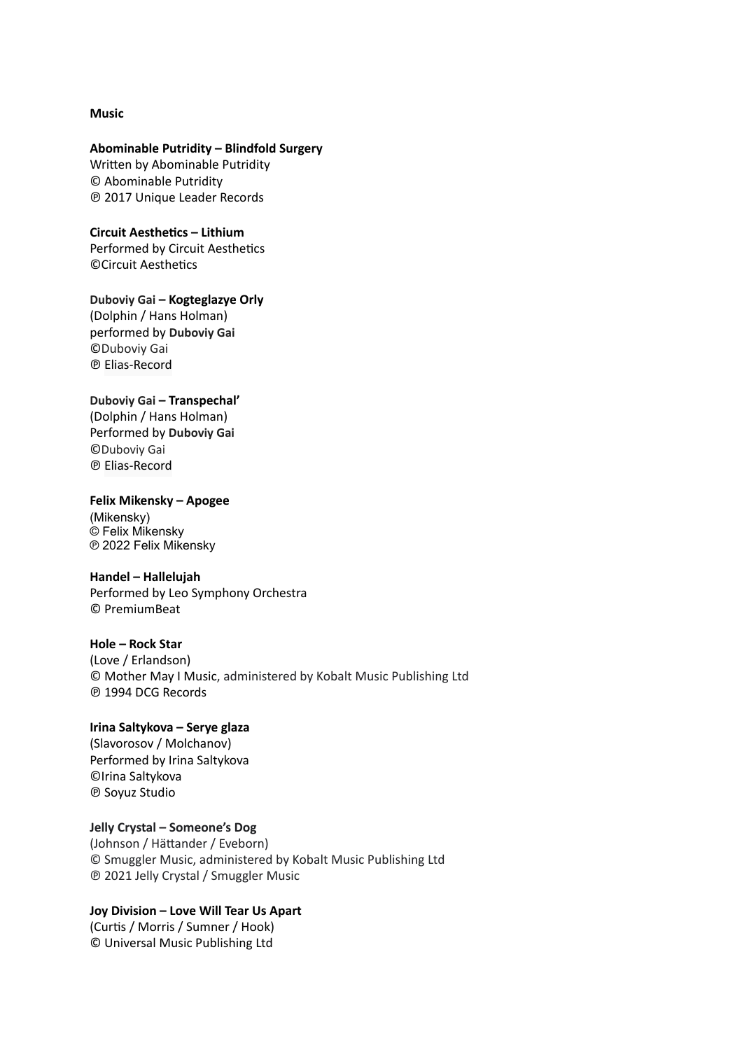**Music**

**Abominable Putridity – Blindfold Surgery**
Written by Abominable Putridity
© Abominable Putridity
℗ 2017 Unique Leader Records

**Circuit Aesthetics – Lithium**
Performed by Circuit Aesthetics
©Circuit Aesthetics

**Duboviy Gai – Kogteglazye Orly**
(Dolphin / Hans Holman)
performed by **Duboviy Gai**
©Duboviy Gai
℗ Elias-Record

**Duboviy Gai – Transpechal'**
(Dolphin / Hans Holman)
Performed by **Duboviy Gai**
©Duboviy Gai
℗ Elias-Record

**Felix Mikensky – Apogee**
(Mikensky)
© Felix Mikensky
℗ 2022 Felix Mikensky

**Handel – Hallelujah**
Performed by Leo Symphony Orchestra
© PremiumBeat

**Hole – Rock Star**
(Love / Erlandson)
© Mother May I Music, administered by Kobalt Music Publishing Ltd
℗ 1994 DCG Records

**Irina Saltykova – Serye glaza**
(Slavorosov / Molchanov)
Performed by Irina Saltykova
©Irina Saltykova
℗ Soyuz Studio

**Jelly Crystal – Someone's Dog**
(Johnson / Hättander / Eveborn)
© Smuggler Music, administered by Kobalt Music Publishing Ltd
℗ 2021 Jelly Crystal / Smuggler Music

**Joy Division – Love Will Tear Us Apart**
(Curtis / Morris / Sumner / Hook)
© Universal Music Publishing Ltd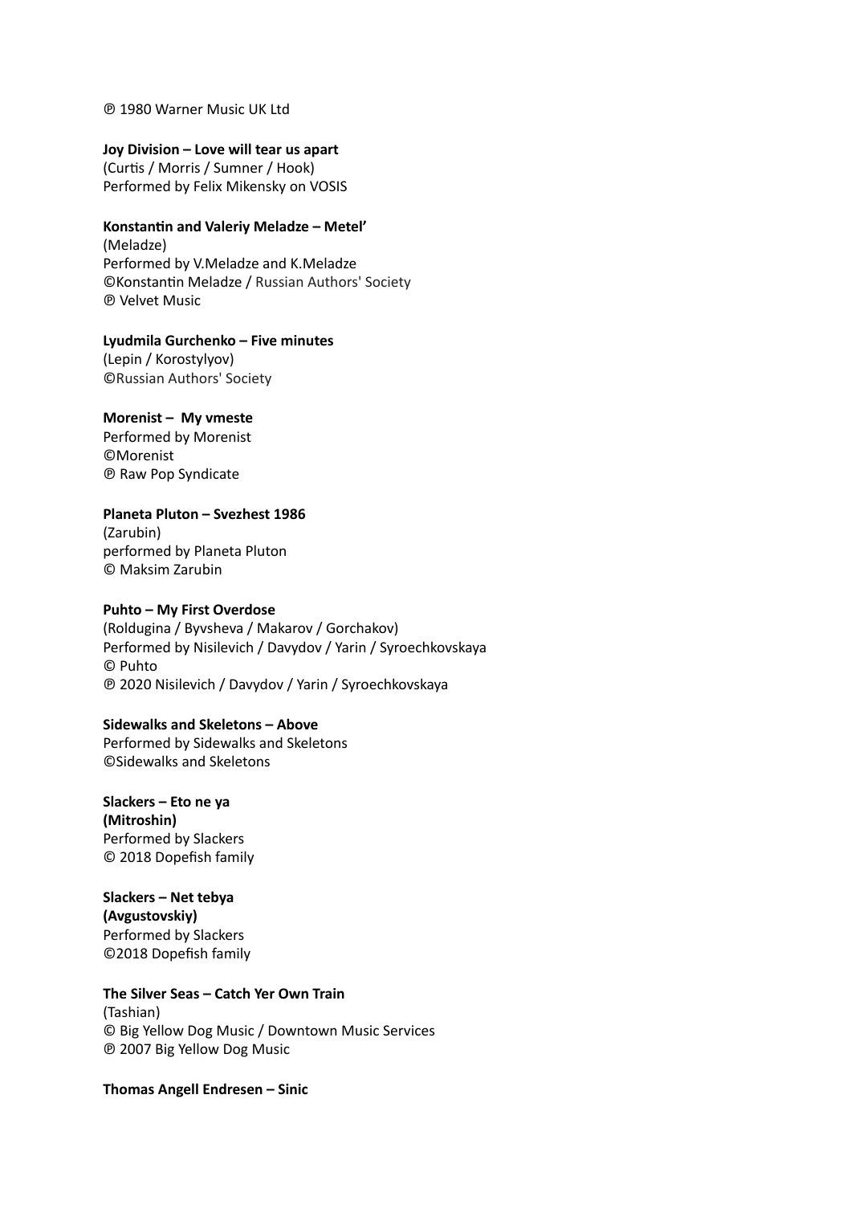℗ 1980 Warner Music UK Ltd

**Joy Division – Love will tear us apart**
(Curtis / Morris / Sumner / Hook)
Performed by Felix Mikensky on VOSIS

**Konstantin and Valeriy Meladze – Metel'**
(Meladze)
Performed by V.Meladze and K.Meladze
©Konstantin Meladze / Russian Authors' Society
℗ Velvet Music

**Lyudmila Gurchenko – Five minutes**
(Lepin / Korostylyov)
©Russian Authors' Society

**Morenist – My vmeste**
Performed by Morenist
©Morenist
℗ Raw Pop Syndicate

**Planeta Pluton – Svezhest 1986**
(Zarubin)
performed by Planeta Pluton
© Maksim Zarubin

**Puhto – My First Overdose**
(Roldugina / Byvsheva / Makarov / Gorchakov)
Performed by Nisilevich / Davydov / Yarin / Syroechkovskaya
© Puhto
℗ 2020 Nisilevich / Davydov / Yarin / Syroechkovskaya

**Sidewalks and Skeletons – Above**
Performed by Sidewalks and Skeletons
©Sidewalks and Skeletons

**Slackers – Eto ne ya**
**(Mitroshin)**
Performed by Slackers
© 2018 Dopefish family

**Slackers – Net tebya**
**(Avgustovskiy)**
Performed by Slackers
©2018 Dopefish family

**The Silver Seas – Catch Yer Own Train**
(Tashian)
© Big Yellow Dog Music / Downtown Music Services
℗ 2007 Big Yellow Dog Music

**Thomas Angell Endresen – Sinic**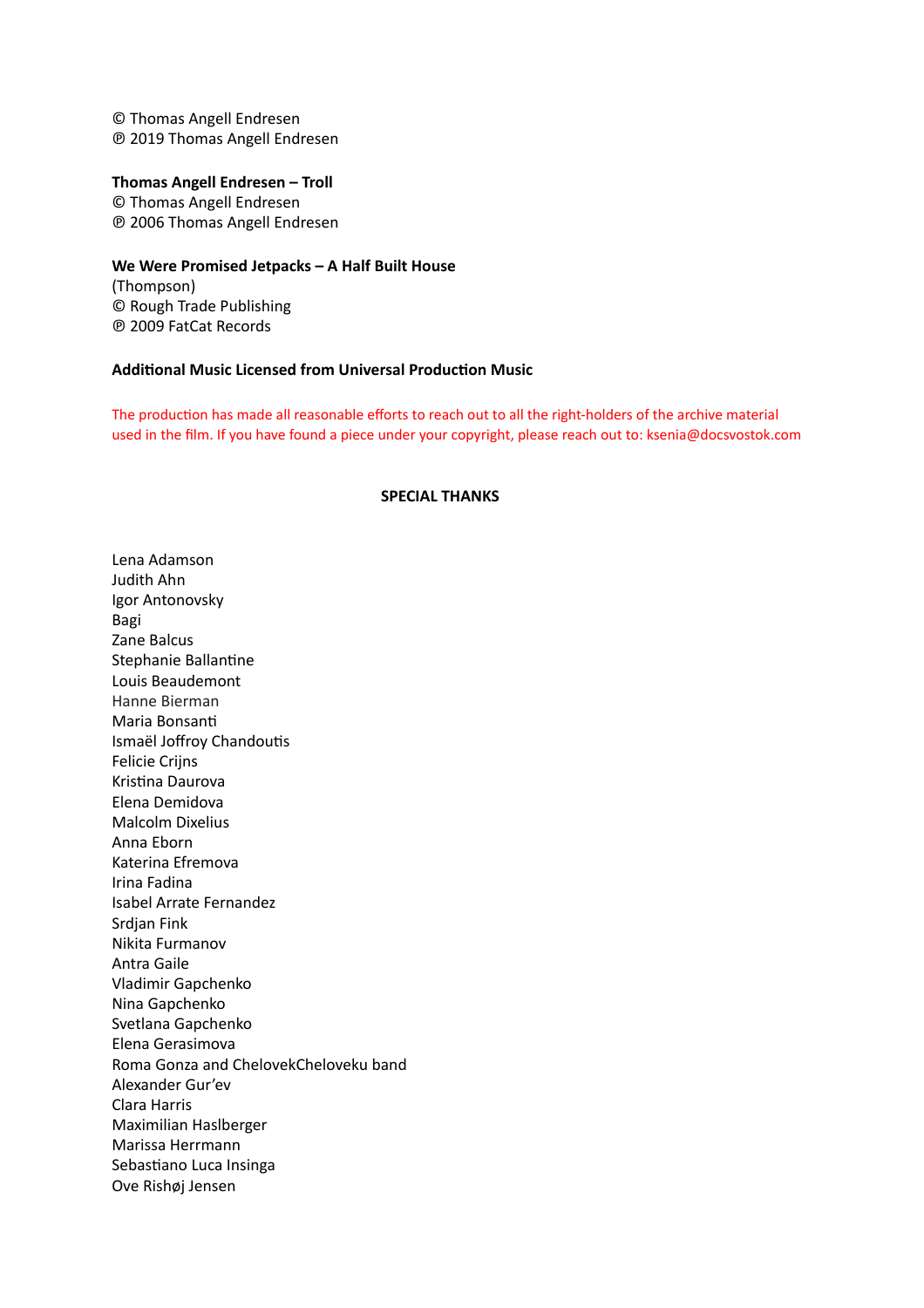© Thomas Angell Endresen
℗ 2019 Thomas Angell Endresen

**Thomas Angell Endresen – Troll**
© Thomas Angell Endresen
℗ 2006 Thomas Angell Endresen

**We Were Promised Jetpacks – A Half Built House**
(Thompson)
© Rough Trade Publishing
℗ 2009 FatCat Records

**Additional Music Licensed from Universal Production Music**

The production has made all reasonable efforts to reach out to all the right-holders of the archive material used in the film. If you have found a piece under your copyright, please reach out to: ksenia@docsvostok.com

## SPECIAL THANKS

Lena Adamson
Judith Ahn
Igor Antonovsky
Bagi
Zane Balcus
Stephanie Ballantine
Louis Beaudemont
Hanne Bierman
Maria Bonsanti
Ismaël Joffroy Chandoutis
Felicie Crijns
Kristina Daurova
Elena Demidova
Malcolm Dixelius
Anna Eborn
Katerina Efremova
Irina Fadina
Isabel Arrate Fernandez
Srdjan Fink
Nikita Furmanov
Antra Gaile
Vladimir Gapchenko
Nina Gapchenko
Svetlana Gapchenko
Elena Gerasimova
Roma Gonza and ChelovekCheloveku band
Alexander Gur'ev
Clara Harris
Maximilian Haslberger
Marissa Herrmann
Sebastiano Luca Insinga
Ove Rishøj Jensen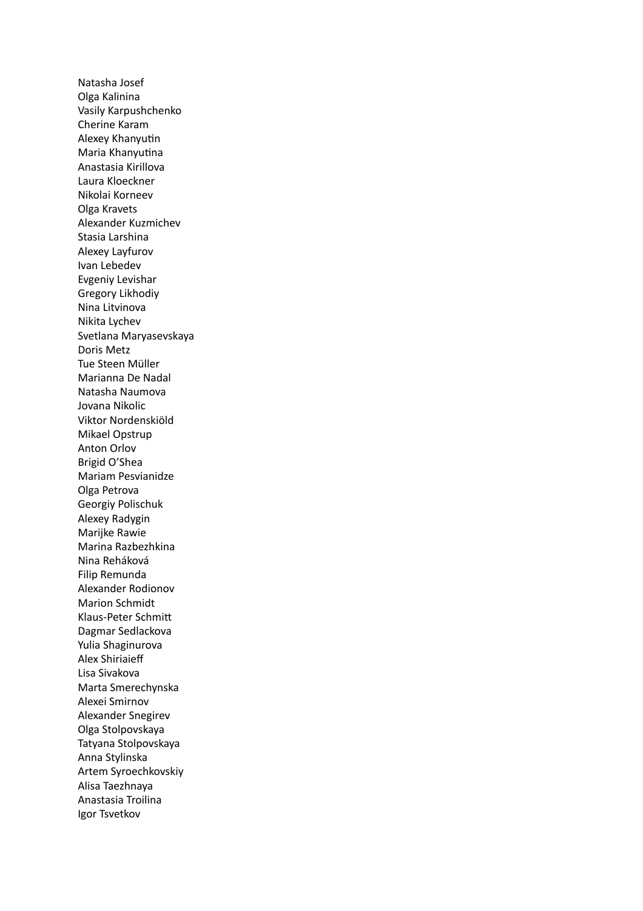Natasha Josef
Olga Kalinina
Vasily Karpushchenko
Cherine Karam
Alexey Khanyutin
Maria Khanyutina
Anastasia Kirillova
Laura Kloeckner
Nikolai Korneev
Olga Kravets
Alexander Kuzmichev
Stasia Larshina
Alexey Layfurov
Ivan Lebedev
Evgeniy Levishar
Gregory Likhodiy
Nina Litvinova
Nikita Lychev
Svetlana Maryasevskaya
Doris Metz
Tue Steen Müller
Marianna De Nadal
Natasha Naumova
Jovana Nikolic
Viktor Nordenskiöld
Mikael Opstrup
Anton Orlov
Brigid O'Shea
Mariam Pesvianidze
Olga Petrova
Georgiy Polischuk
Alexey Radygin
Marijke Rawie
Marina Razbezhkina
Nina Reháková
Filip Remunda
Alexander Rodionov
Marion Schmidt
Klaus-Peter Schmitt
Dagmar Sedlackova
Yulia Shaginurova
Alex Shiriaieff
Lisa Sivakova
Marta Smerechynska
Alexei Smirnov
Alexander Snegirev
Olga Stolpovskaya
Tatyana Stolpovskaya
Anna Stylinska
Artem Syroechkovskiy
Alisa Taezhnaya
Anastasia Troilina
Igor Tsvetkov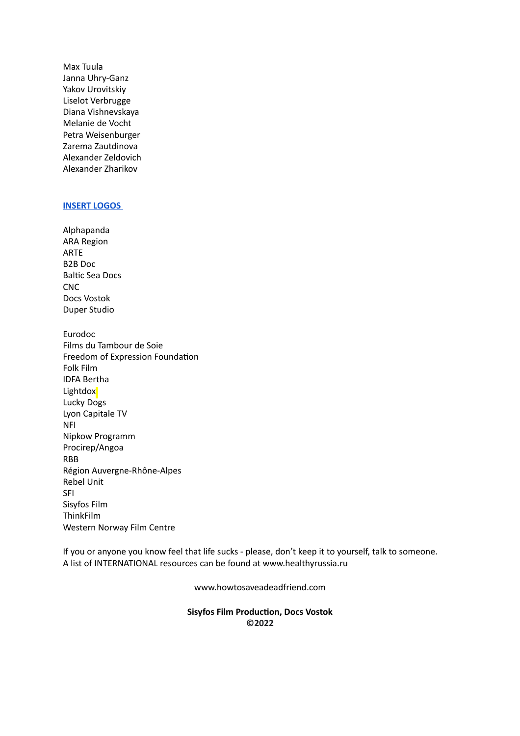Max Tuula
Janna Uhry-Ganz
Yakov Urovitskiy
Liselot Verbrugge
Diana Vishnevskaya
Melanie de Vocht
Petra Weisenburger
Zarema Zautdinova
Alexander Zeldovich
Alexander Zharikov

**INSERT LOGOS**

Alphapanda
ARA Region
ARTE
B2B Doc
Baltic Sea Docs
CNC
Docs Vostok
Duper Studio

Eurodoc
Films du Tambour de Soie
Freedom of Expression Foundation
Folk Film
IDFA Bertha
Lightdox
Lucky Dogs
Lyon Capitale TV
NFI
Nipkow Programm
Procirep/Angoa
RBB
Région Auvergne-Rhône-Alpes
Rebel Unit
SFI
Sisyfos Film
ThinkFilm
Western Norway Film Centre

If you or anyone you know feel that life sucks - please, don't keep it to yourself, talk to someone.
A list of INTERNATIONAL resources can be found at www.healthyrussia.ru

www.howtosaveadeadfriend.com

**Sisyfos Film Production, Docs Vostok**
**©2022**